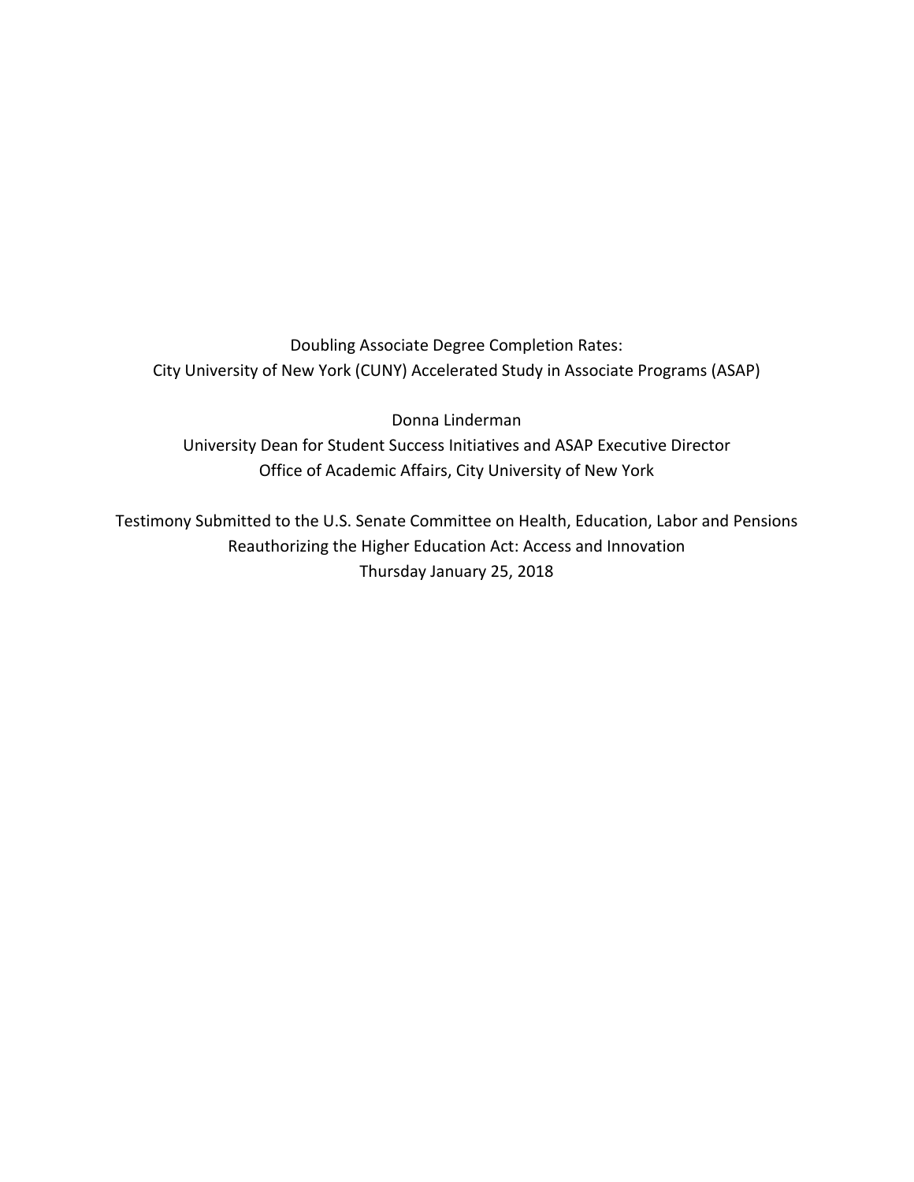# Doubling Associate Degree Completion Rates:
# City University of New York (CUNY) Accelerated Study in Associate Programs (ASAP)

Donna Linderman

University Dean for Student Success Initiatives and ASAP Executive Director

Office of Academic Affairs, City University of New York

Testimony Submitted to the U.S. Senate Committee on Health, Education, Labor and Pensions

Reauthorizing the Higher Education Act: Access and Innovation

Thursday January 25, 2018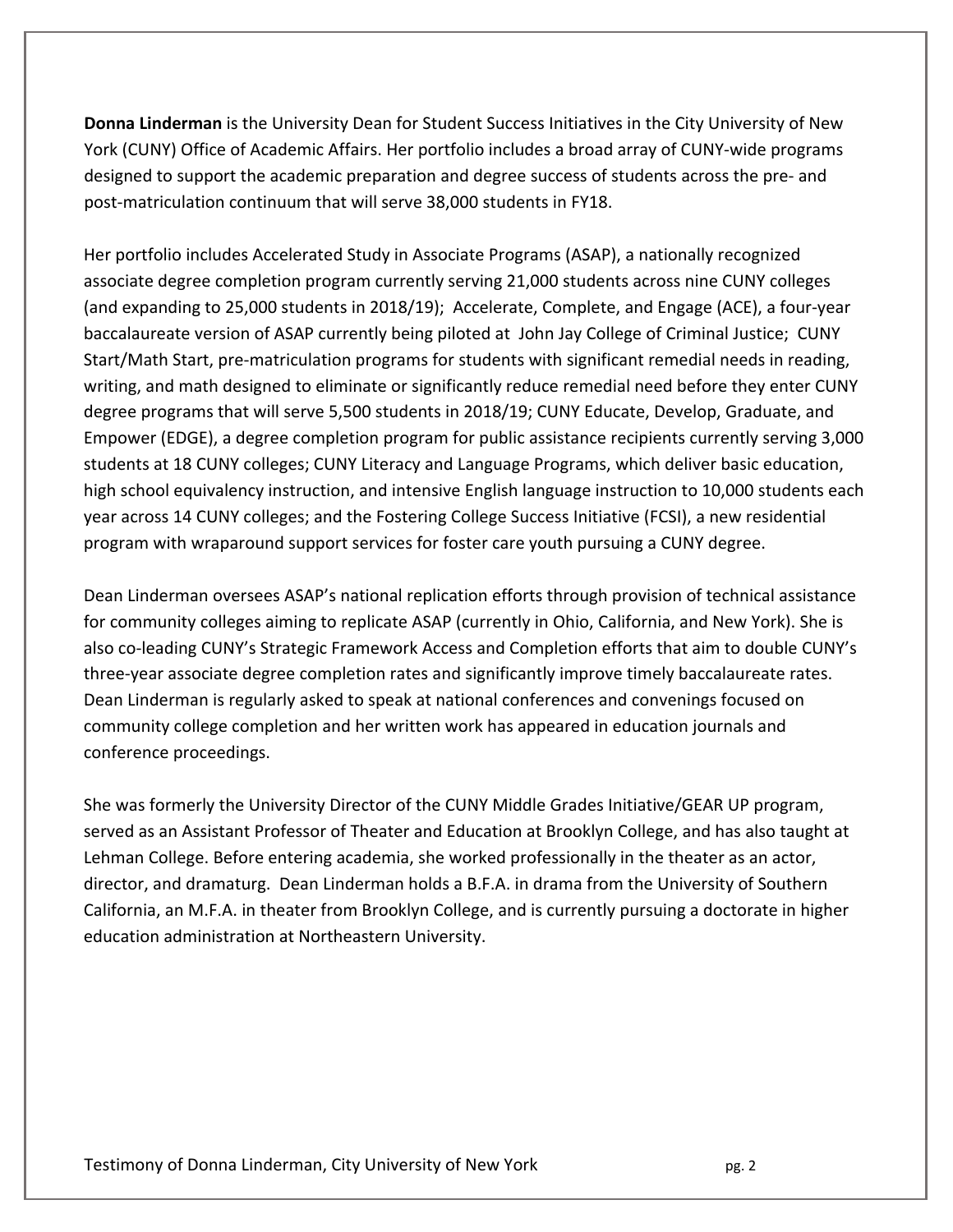**Donna Linderman** is the University Dean for Student Success Initiatives in the City University of New York (CUNY) Office of Academic Affairs. Her portfolio includes a broad array of CUNY-wide programs designed to support the academic preparation and degree success of students across the pre- and post-matriculation continuum that will serve 38,000 students in FY18.

Her portfolio includes Accelerated Study in Associate Programs (ASAP), a nationally recognized associate degree completion program currently serving 21,000 students across nine CUNY colleges (and expanding to 25,000 students in 2018/19); Accelerate, Complete, and Engage (ACE), a four-year baccalaureate version of ASAP currently being piloted at John Jay College of Criminal Justice; CUNY Start/Math Start, pre-matriculation programs for students with significant remedial needs in reading, writing, and math designed to eliminate or significantly reduce remedial need before they enter CUNY degree programs that will serve 5,500 students in 2018/19; CUNY Educate, Develop, Graduate, and Empower (EDGE), a degree completion program for public assistance recipients currently serving 3,000 students at 18 CUNY colleges; CUNY Literacy and Language Programs, which deliver basic education, high school equivalency instruction, and intensive English language instruction to 10,000 students each year across 14 CUNY colleges; and the Fostering College Success Initiative (FCSI), a new residential program with wraparound support services for foster care youth pursuing a CUNY degree.

Dean Linderman oversees ASAP's national replication efforts through provision of technical assistance for community colleges aiming to replicate ASAP (currently in Ohio, California, and New York). She is also co-leading CUNY's Strategic Framework Access and Completion efforts that aim to double CUNY's three-year associate degree completion rates and significantly improve timely baccalaureate rates. Dean Linderman is regularly asked to speak at national conferences and convenings focused on community college completion and her written work has appeared in education journals and conference proceedings.

She was formerly the University Director of the CUNY Middle Grades Initiative/GEAR UP program, served as an Assistant Professor of Theater and Education at Brooklyn College, and has also taught at Lehman College. Before entering academia, she worked professionally in the theater as an actor, director, and dramaturg. Dean Linderman holds a B.F.A. in drama from the University of Southern California, an M.F.A. in theater from Brooklyn College, and is currently pursuing a doctorate in higher education administration at Northeastern University.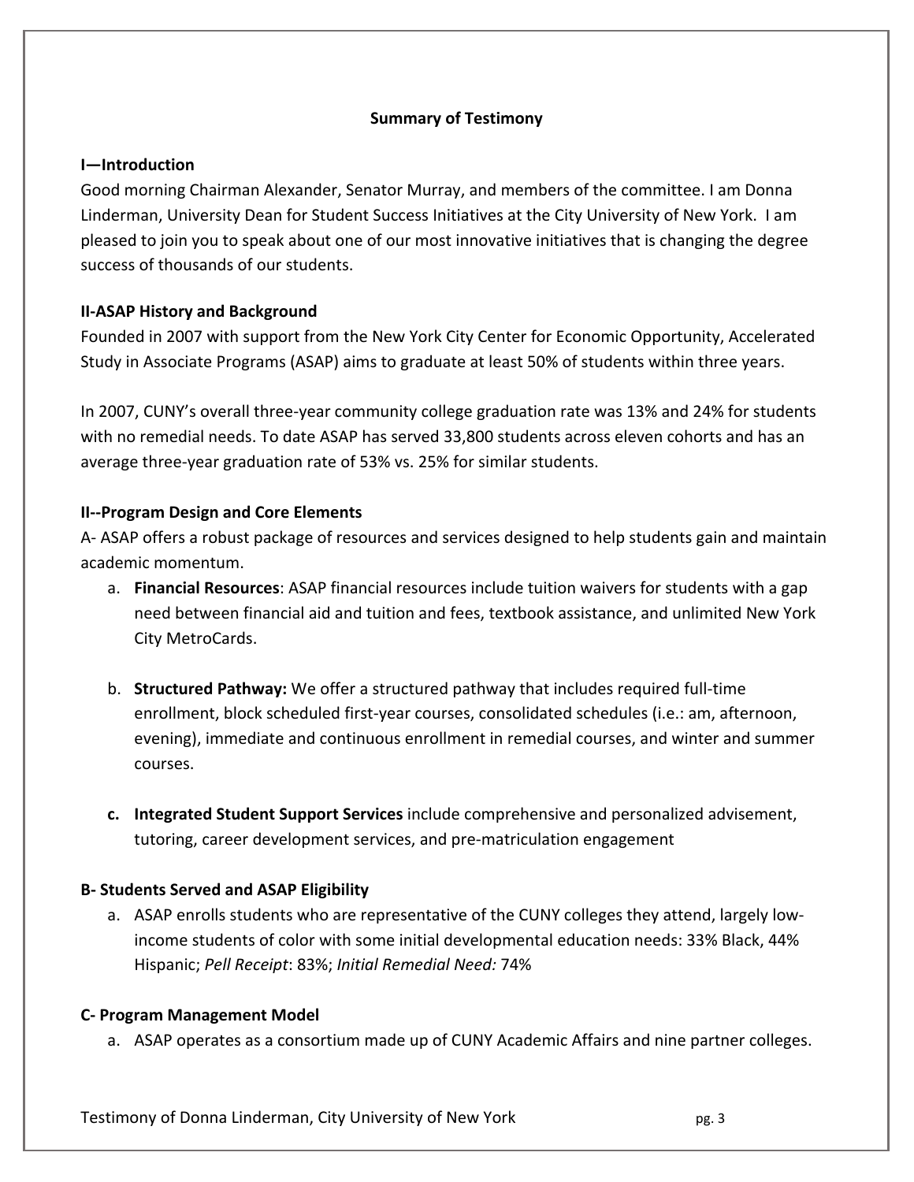**Summary of Testimony**

**I—Introduction**

Good morning Chairman Alexander, Senator Murray, and members of the committee. I am Donna Linderman, University Dean for Student Success Initiatives at the City University of New York. I am pleased to join you to speak about one of our most innovative initiatives that is changing the degree success of thousands of our students.

**II-ASAP History and Background**

Founded in 2007 with support from the New York City Center for Economic Opportunity, Accelerated Study in Associate Programs (ASAP) aims to graduate at least 50% of students within three years.

In 2007, CUNY's overall three-year community college graduation rate was 13% and 24% for students with no remedial needs. To date ASAP has served 33,800 students across eleven cohorts and has an average three-year graduation rate of 53% vs. 25% for similar students.

**II--Program Design and Core Elements**

A- ASAP offers a robust package of resources and services designed to help students gain and maintain academic momentum.

a. **Financial Resources**: ASAP financial resources include tuition waivers for students with a gap need between financial aid and tuition and fees, textbook assistance, and unlimited New York City MetroCards.

b. **Structured Pathway:** We offer a structured pathway that includes required full-time enrollment, block scheduled first-year courses, consolidated schedules (i.e.: am, afternoon, evening), immediate and continuous enrollment in remedial courses, and winter and summer courses.

**c. Integrated Student Support Services** include comprehensive and personalized advisement, tutoring, career development services, and pre-matriculation engagement

**B- Students Served and ASAP Eligibility**

a. ASAP enrolls students who are representative of the CUNY colleges they attend, largely low-income students of color with some initial developmental education needs: 33% Black, 44% Hispanic; *Pell Receipt*: 83%; *Initial Remedial Need:* 74%

**C- Program Management Model**

a. ASAP operates as a consortium made up of CUNY Academic Affairs and nine partner colleges.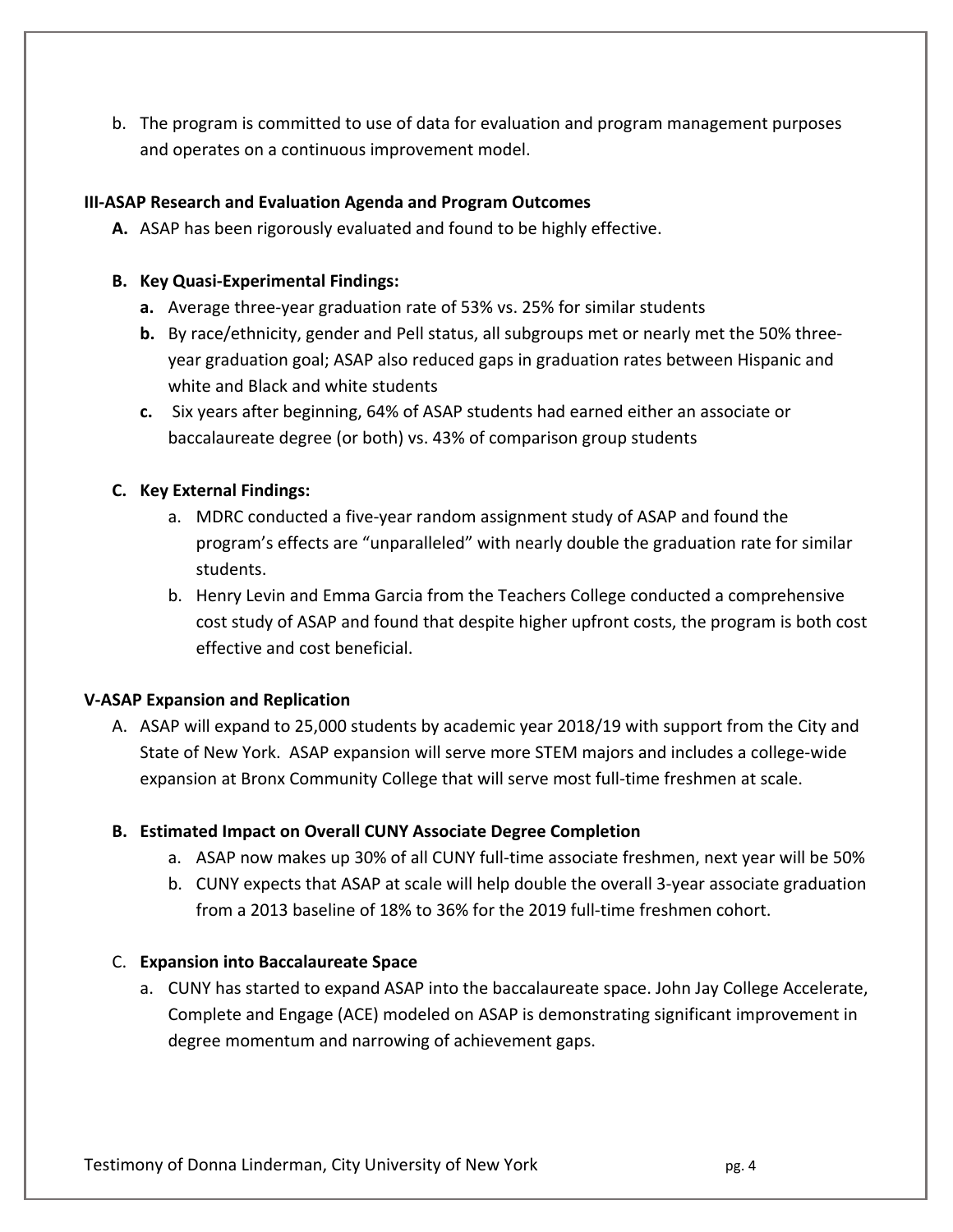b. The program is committed to use of data for evaluation and program management purposes and operates on a continuous improvement model.

**III-ASAP Research and Evaluation Agenda and Program Outcomes**

**A.** ASAP has been rigorously evaluated and found to be highly effective.

**B. Key Quasi-Experimental Findings:**

**a.** Average three-year graduation rate of 53% vs. 25% for similar students

**b.** By race/ethnicity, gender and Pell status, all subgroups met or nearly met the 50% three-year graduation goal; ASAP also reduced gaps in graduation rates between Hispanic and white and Black and white students

**c.** Six years after beginning, 64% of ASAP students had earned either an associate or baccalaureate degree (or both) vs. 43% of comparison group students

**C. Key External Findings:**

a. MDRC conducted a five-year random assignment study of ASAP and found the program's effects are "unparalleled" with nearly double the graduation rate for similar students.

b. Henry Levin and Emma Garcia from the Teachers College conducted a comprehensive cost study of ASAP and found that despite higher upfront costs, the program is both cost effective and cost beneficial.

**V-ASAP Expansion and Replication**

A. ASAP will expand to 25,000 students by academic year 2018/19 with support from the City and State of New York. ASAP expansion will serve more STEM majors and includes a college-wide expansion at Bronx Community College that will serve most full-time freshmen at scale.

**B. Estimated Impact on Overall CUNY Associate Degree Completion**

a. ASAP now makes up 30% of all CUNY full-time associate freshmen, next year will be 50%

b. CUNY expects that ASAP at scale will help double the overall 3-year associate graduation from a 2013 baseline of 18% to 36% for the 2019 full-time freshmen cohort.

C. **Expansion into Baccalaureate Space**

a. CUNY has started to expand ASAP into the baccalaureate space. John Jay College Accelerate, Complete and Engage (ACE) modeled on ASAP is demonstrating significant improvement in degree momentum and narrowing of achievement gaps.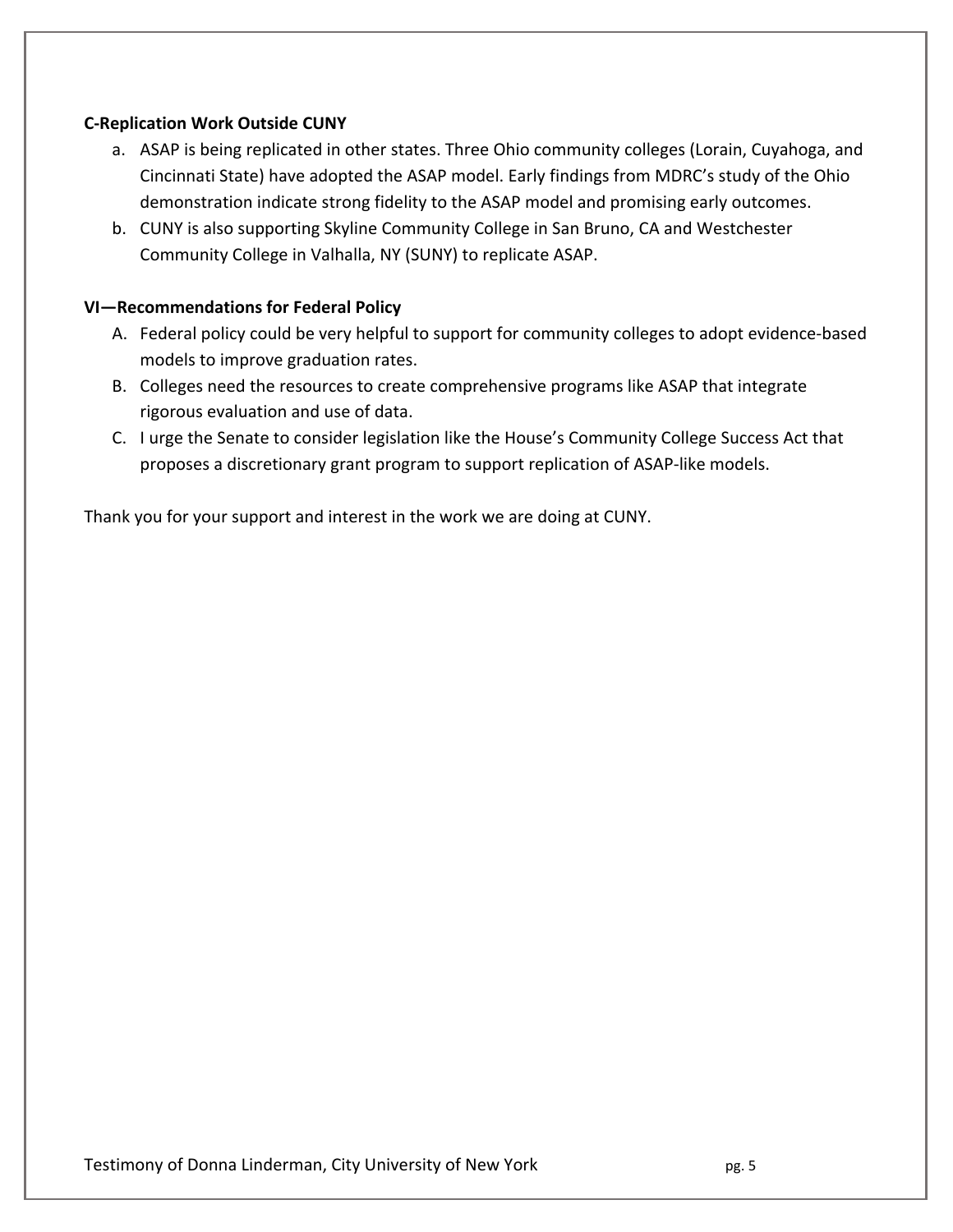**C-Replication Work Outside CUNY**

a. ASAP is being replicated in other states. Three Ohio community colleges (Lorain, Cuyahoga, and Cincinnati State) have adopted the ASAP model. Early findings from MDRC's study of the Ohio demonstration indicate strong fidelity to the ASAP model and promising early outcomes.
b. CUNY is also supporting Skyline Community College in San Bruno, CA and Westchester Community College in Valhalla, NY (SUNY) to replicate ASAP.

**VI—Recommendations for Federal Policy**

A. Federal policy could be very helpful to support for community colleges to adopt evidence-based models to improve graduation rates.
B. Colleges need the resources to create comprehensive programs like ASAP that integrate rigorous evaluation and use of data.
C. I urge the Senate to consider legislation like the House's Community College Success Act that proposes a discretionary grant program to support replication of ASAP-like models.

Thank you for your support and interest in the work we are doing at CUNY.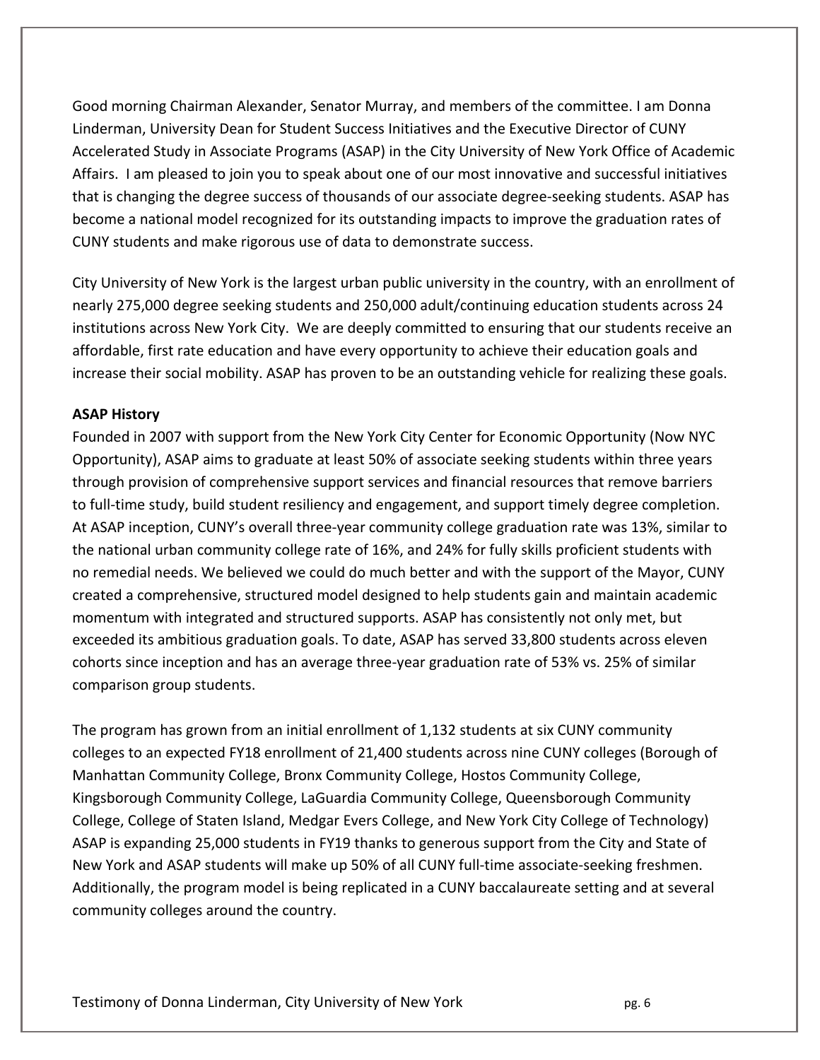Good morning Chairman Alexander, Senator Murray, and members of the committee. I am Donna Linderman, University Dean for Student Success Initiatives and the Executive Director of CUNY Accelerated Study in Associate Programs (ASAP) in the City University of New York Office of Academic Affairs. I am pleased to join you to speak about one of our most innovative and successful initiatives that is changing the degree success of thousands of our associate degree-seeking students. ASAP has become a national model recognized for its outstanding impacts to improve the graduation rates of CUNY students and make rigorous use of data to demonstrate success.

City University of New York is the largest urban public university in the country, with an enrollment of nearly 275,000 degree seeking students and 250,000 adult/continuing education students across 24 institutions across New York City. We are deeply committed to ensuring that our students receive an affordable, first rate education and have every opportunity to achieve their education goals and increase their social mobility. ASAP has proven to be an outstanding vehicle for realizing these goals.

**ASAP History**

Founded in 2007 with support from the New York City Center for Economic Opportunity (Now NYC Opportunity), ASAP aims to graduate at least 50% of associate seeking students within three years through provision of comprehensive support services and financial resources that remove barriers to full-time study, build student resiliency and engagement, and support timely degree completion. At ASAP inception, CUNY's overall three-year community college graduation rate was 13%, similar to the national urban community college rate of 16%, and 24% for fully skills proficient students with no remedial needs. We believed we could do much better and with the support of the Mayor, CUNY created a comprehensive, structured model designed to help students gain and maintain academic momentum with integrated and structured supports. ASAP has consistently not only met, but exceeded its ambitious graduation goals. To date, ASAP has served 33,800 students across eleven cohorts since inception and has an average three-year graduation rate of 53% vs. 25% of similar comparison group students.

The program has grown from an initial enrollment of 1,132 students at six CUNY community colleges to an expected FY18 enrollment of 21,400 students across nine CUNY colleges (Borough of Manhattan Community College, Bronx Community College, Hostos Community College, Kingsborough Community College, LaGuardia Community College, Queensborough Community College, College of Staten Island, Medgar Evers College, and New York City College of Technology) ASAP is expanding 25,000 students in FY19 thanks to generous support from the City and State of New York and ASAP students will make up 50% of all CUNY full-time associate-seeking freshmen. Additionally, the program model is being replicated in a CUNY baccalaureate setting and at several community colleges around the country.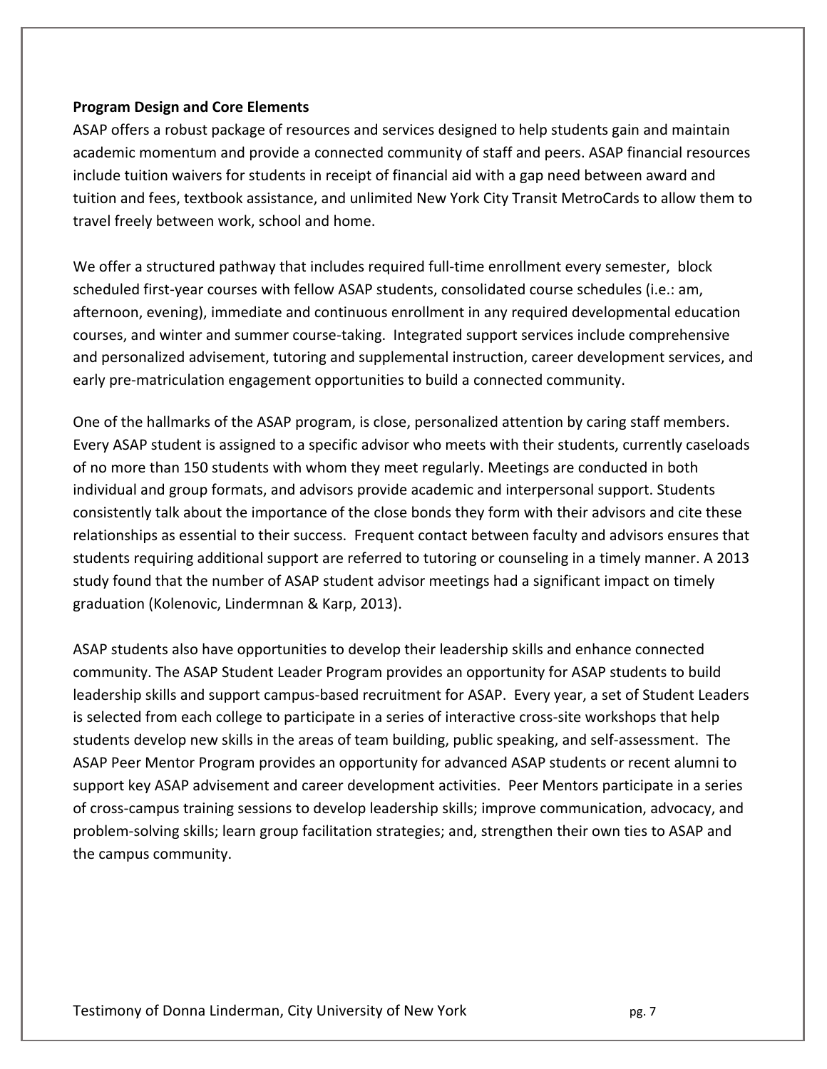**Program Design and Core Elements**

ASAP offers a robust package of resources and services designed to help students gain and maintain academic momentum and provide a connected community of staff and peers. ASAP financial resources include tuition waivers for students in receipt of financial aid with a gap need between award and tuition and fees, textbook assistance, and unlimited New York City Transit MetroCards to allow them to travel freely between work, school and home.

We offer a structured pathway that includes required full-time enrollment every semester, block scheduled first-year courses with fellow ASAP students, consolidated course schedules (i.e.: am, afternoon, evening), immediate and continuous enrollment in any required developmental education courses, and winter and summer course-taking. Integrated support services include comprehensive and personalized advisement, tutoring and supplemental instruction, career development services, and early pre-matriculation engagement opportunities to build a connected community.

One of the hallmarks of the ASAP program, is close, personalized attention by caring staff members. Every ASAP student is assigned to a specific advisor who meets with their students, currently caseloads of no more than 150 students with whom they meet regularly. Meetings are conducted in both individual and group formats, and advisors provide academic and interpersonal support. Students consistently talk about the importance of the close bonds they form with their advisors and cite these relationships as essential to their success. Frequent contact between faculty and advisors ensures that students requiring additional support are referred to tutoring or counseling in a timely manner. A 2013 study found that the number of ASAP student advisor meetings had a significant impact on timely graduation (Kolenovic, Lindermnan & Karp, 2013).

ASAP students also have opportunities to develop their leadership skills and enhance connected community. The ASAP Student Leader Program provides an opportunity for ASAP students to build leadership skills and support campus-based recruitment for ASAP. Every year, a set of Student Leaders is selected from each college to participate in a series of interactive cross-site workshops that help students develop new skills in the areas of team building, public speaking, and self-assessment. The ASAP Peer Mentor Program provides an opportunity for advanced ASAP students or recent alumni to support key ASAP advisement and career development activities. Peer Mentors participate in a series of cross-campus training sessions to develop leadership skills; improve communication, advocacy, and problem-solving skills; learn group facilitation strategies; and, strengthen their own ties to ASAP and the campus community.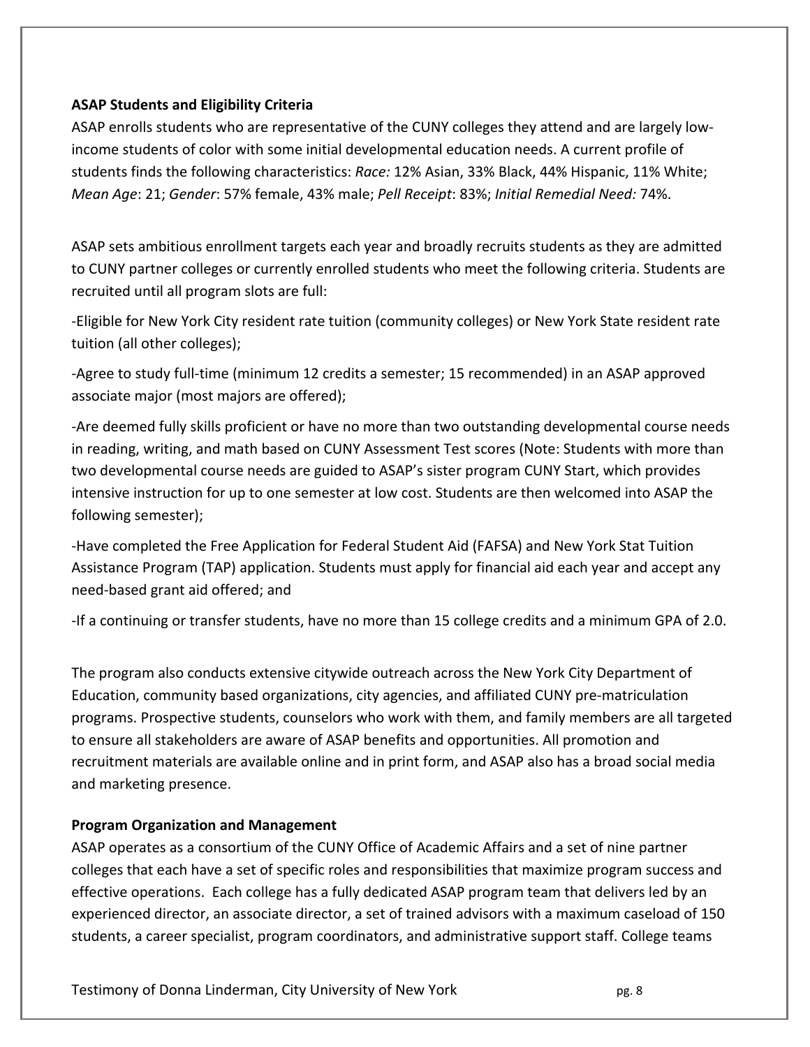**ASAP Students and Eligibility Criteria**

ASAP enrolls students who are representative of the CUNY colleges they attend and are largely low-income students of color with some initial developmental education needs. A current profile of students finds the following characteristics: *Race:* 12% Asian, 33% Black, 44% Hispanic, 11% White; *Mean Age*: 21; *Gender*: 57% female, 43% male; *Pell Receipt*: 83%; *Initial Remedial Need:* 74%.

ASAP sets ambitious enrollment targets each year and broadly recruits students as they are admitted to CUNY partner colleges or currently enrolled students who meet the following criteria. Students are recruited until all program slots are full:

-Eligible for New York City resident rate tuition (community colleges) or New York State resident rate tuition (all other colleges);

-Agree to study full-time (minimum 12 credits a semester; 15 recommended) in an ASAP approved associate major (most majors are offered);

-Are deemed fully skills proficient or have no more than two outstanding developmental course needs in reading, writing, and math based on CUNY Assessment Test scores (Note: Students with more than two developmental course needs are guided to ASAP's sister program CUNY Start, which provides intensive instruction for up to one semester at low cost. Students are then welcomed into ASAP the following semester);

-Have completed the Free Application for Federal Student Aid (FAFSA) and New York Stat Tuition Assistance Program (TAP) application. Students must apply for financial aid each year and accept any need-based grant aid offered; and

-If a continuing or transfer students, have no more than 15 college credits and a minimum GPA of 2.0.

The program also conducts extensive citywide outreach across the New York City Department of Education, community based organizations, city agencies, and affiliated CUNY pre-matriculation programs. Prospective students, counselors who work with them, and family members are all targeted to ensure all stakeholders are aware of ASAP benefits and opportunities. All promotion and recruitment materials are available online and in print form, and ASAP also has a broad social media and marketing presence.

**Program Organization and Management**

ASAP operates as a consortium of the CUNY Office of Academic Affairs and a set of nine partner colleges that each have a set of specific roles and responsibilities that maximize program success and effective operations. Each college has a fully dedicated ASAP program team that delivers led by an experienced director, an associate director, a set of trained advisors with a maximum caseload of 150 students, a career specialist, program coordinators, and administrative support staff. College teams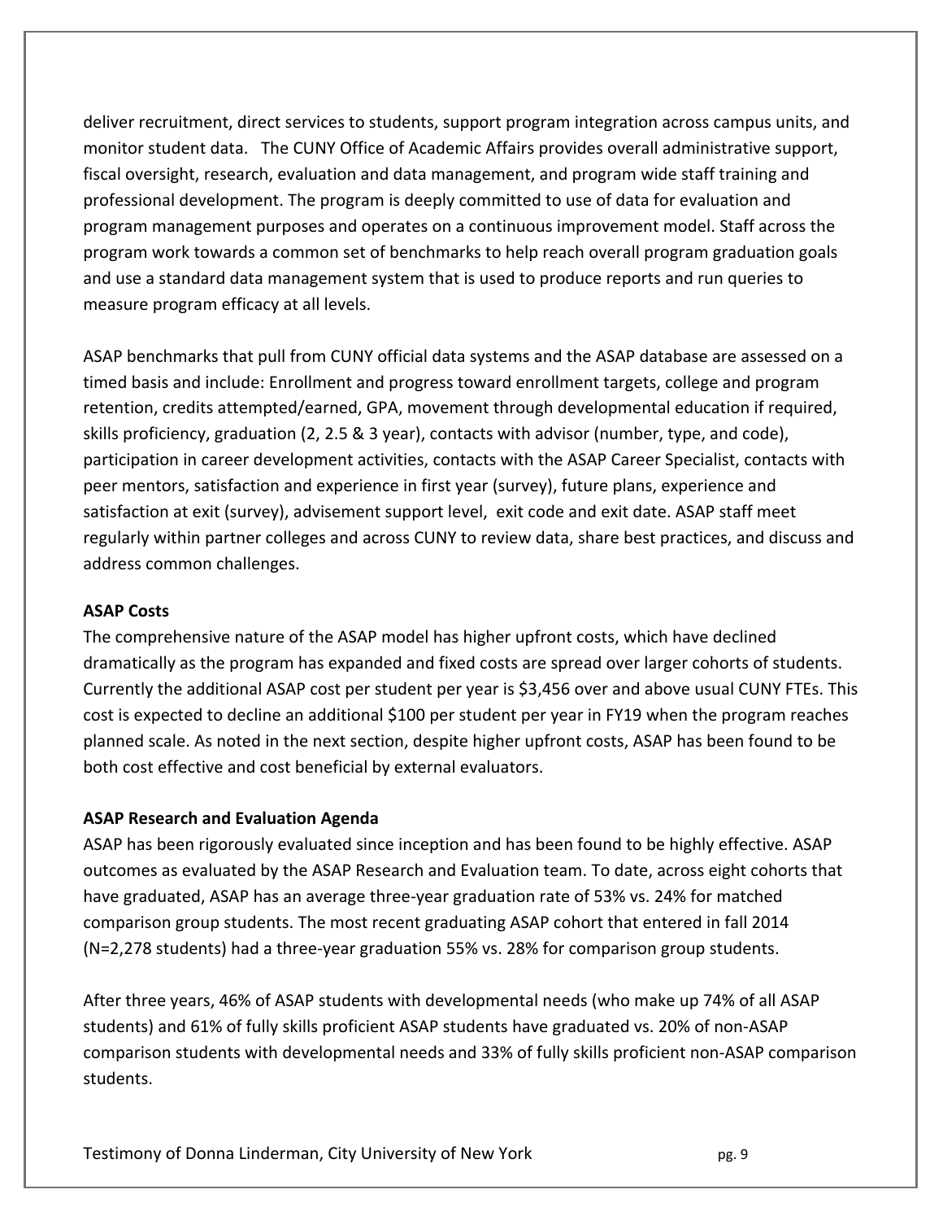deliver recruitment, direct services to students, support program integration across campus units, and monitor student data.   The CUNY Office of Academic Affairs provides overall administrative support, fiscal oversight, research, evaluation and data management, and program wide staff training and professional development. The program is deeply committed to use of data for evaluation and program management purposes and operates on a continuous improvement model. Staff across the program work towards a common set of benchmarks to help reach overall program graduation goals and use a standard data management system that is used to produce reports and run queries to measure program efficacy at all levels.

ASAP benchmarks that pull from CUNY official data systems and the ASAP database are assessed on a timed basis and include: Enrollment and progress toward enrollment targets, college and program retention, credits attempted/earned, GPA, movement through developmental education if required, skills proficiency, graduation (2, 2.5 & 3 year), contacts with advisor (number, type, and code), participation in career development activities, contacts with the ASAP Career Specialist, contacts with peer mentors, satisfaction and experience in first year (survey), future plans, experience and satisfaction at exit (survey), advisement support level,  exit code and exit date. ASAP staff meet regularly within partner colleges and across CUNY to review data, share best practices, and discuss and address common challenges.

**ASAP Costs**

The comprehensive nature of the ASAP model has higher upfront costs, which have declined dramatically as the program has expanded and fixed costs are spread over larger cohorts of students. Currently the additional ASAP cost per student per year is $3,456 over and above usual CUNY FTEs. This cost is expected to decline an additional $100 per student per year in FY19 when the program reaches planned scale. As noted in the next section, despite higher upfront costs, ASAP has been found to be both cost effective and cost beneficial by external evaluators.

**ASAP Research and Evaluation Agenda**

ASAP has been rigorously evaluated since inception and has been found to be highly effective. ASAP outcomes as evaluated by the ASAP Research and Evaluation team. To date, across eight cohorts that have graduated, ASAP has an average three-year graduation rate of 53% vs. 24% for matched comparison group students. The most recent graduating ASAP cohort that entered in fall 2014 (N=2,278 students) had a three-year graduation 55% vs. 28% for comparison group students.

After three years, 46% of ASAP students with developmental needs (who make up 74% of all ASAP students) and 61% of fully skills proficient ASAP students have graduated vs. 20% of non-ASAP comparison students with developmental needs and 33% of fully skills proficient non-ASAP comparison students.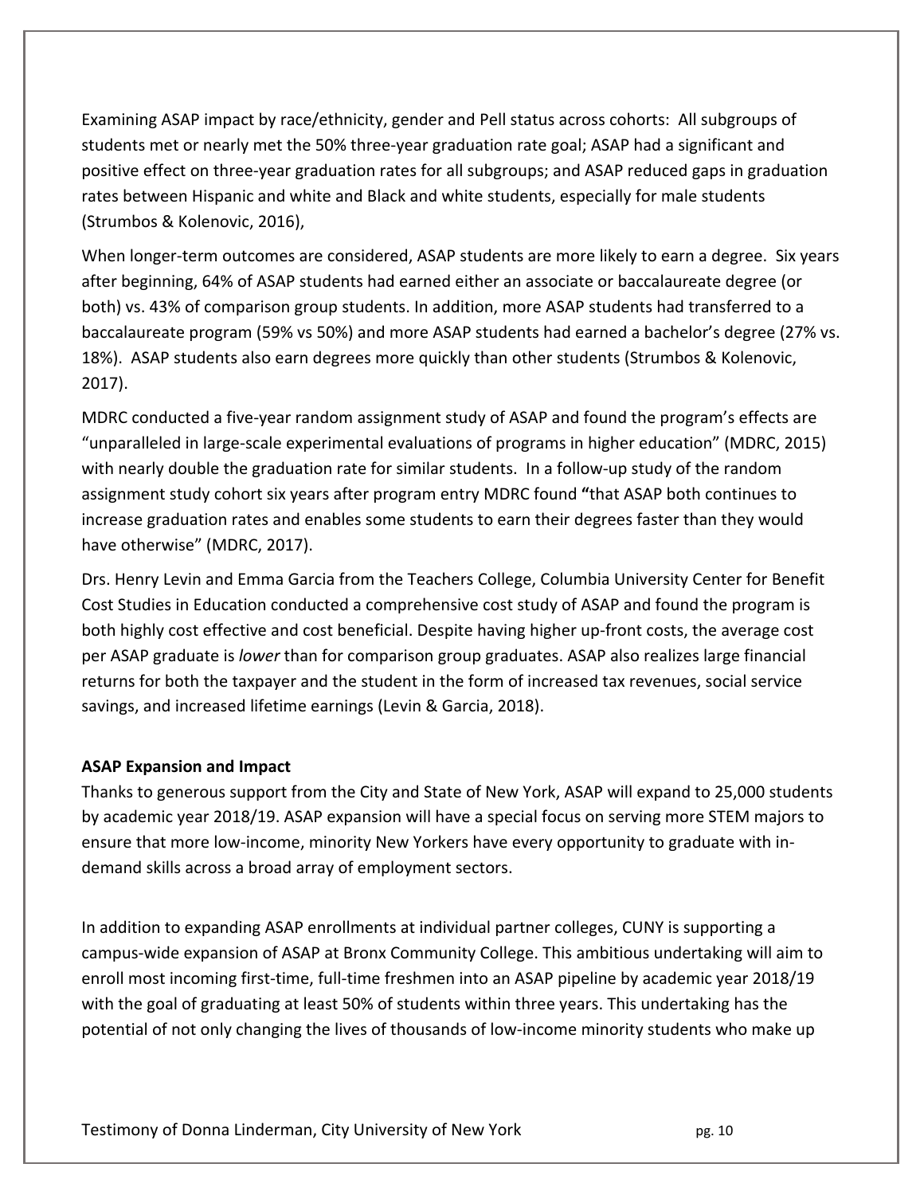Examining ASAP impact by race/ethnicity, gender and Pell status across cohorts: All subgroups of students met or nearly met the 50% three-year graduation rate goal; ASAP had a significant and positive effect on three-year graduation rates for all subgroups; and ASAP reduced gaps in graduation rates between Hispanic and white and Black and white students, especially for male students (Strumbos & Kolenovic, 2016),

When longer-term outcomes are considered, ASAP students are more likely to earn a degree. Six years after beginning, 64% of ASAP students had earned either an associate or baccalaureate degree (or both) vs. 43% of comparison group students. In addition, more ASAP students had transferred to a baccalaureate program (59% vs 50%) and more ASAP students had earned a bachelor's degree (27% vs. 18%). ASAP students also earn degrees more quickly than other students (Strumbos & Kolenovic, 2017).

MDRC conducted a five-year random assignment study of ASAP and found the program's effects are "unparalleled in large-scale experimental evaluations of programs in higher education" (MDRC, 2015) with nearly double the graduation rate for similar students. In a follow-up study of the random assignment study cohort six years after program entry MDRC found **"**that ASAP both continues to increase graduation rates and enables some students to earn their degrees faster than they would have otherwise" (MDRC, 2017).

Drs. Henry Levin and Emma Garcia from the Teachers College, Columbia University Center for Benefit Cost Studies in Education conducted a comprehensive cost study of ASAP and found the program is both highly cost effective and cost beneficial. Despite having higher up-front costs, the average cost per ASAP graduate is *lower* than for comparison group graduates. ASAP also realizes large financial returns for both the taxpayer and the student in the form of increased tax revenues, social service savings, and increased lifetime earnings (Levin & Garcia, 2018).

**ASAP Expansion and Impact**

Thanks to generous support from the City and State of New York, ASAP will expand to 25,000 students by academic year 2018/19. ASAP expansion will have a special focus on serving more STEM majors to ensure that more low-income, minority New Yorkers have every opportunity to graduate with in-demand skills across a broad array of employment sectors.

In addition to expanding ASAP enrollments at individual partner colleges, CUNY is supporting a campus-wide expansion of ASAP at Bronx Community College. This ambitious undertaking will aim to enroll most incoming first-time, full-time freshmen into an ASAP pipeline by academic year 2018/19 with the goal of graduating at least 50% of students within three years. This undertaking has the potential of not only changing the lives of thousands of low-income minority students who make up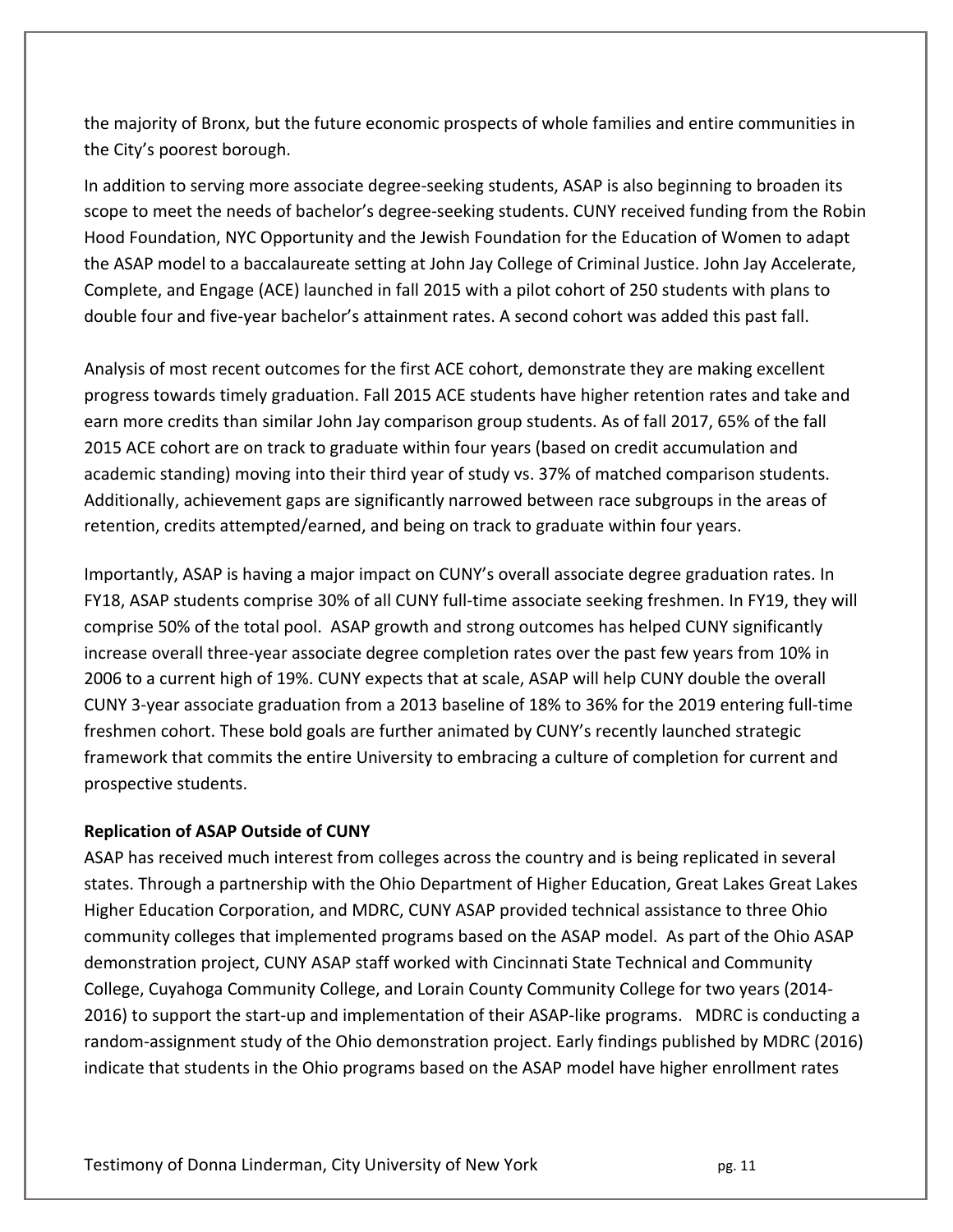the majority of Bronx, but the future economic prospects of whole families and entire communities in the City's poorest borough.

In addition to serving more associate degree-seeking students, ASAP is also beginning to broaden its scope to meet the needs of bachelor's degree-seeking students. CUNY received funding from the Robin Hood Foundation, NYC Opportunity and the Jewish Foundation for the Education of Women to adapt the ASAP model to a baccalaureate setting at John Jay College of Criminal Justice. John Jay Accelerate, Complete, and Engage (ACE) launched in fall 2015 with a pilot cohort of 250 students with plans to double four and five-year bachelor's attainment rates. A second cohort was added this past fall.

Analysis of most recent outcomes for the first ACE cohort, demonstrate they are making excellent progress towards timely graduation. Fall 2015 ACE students have higher retention rates and take and earn more credits than similar John Jay comparison group students. As of fall 2017, 65% of the fall 2015 ACE cohort are on track to graduate within four years (based on credit accumulation and academic standing) moving into their third year of study vs. 37% of matched comparison students. Additionally, achievement gaps are significantly narrowed between race subgroups in the areas of retention, credits attempted/earned, and being on track to graduate within four years.

Importantly, ASAP is having a major impact on CUNY's overall associate degree graduation rates. In FY18, ASAP students comprise 30% of all CUNY full-time associate seeking freshmen. In FY19, they will comprise 50% of the total pool. ASAP growth and strong outcomes has helped CUNY significantly increase overall three-year associate degree completion rates over the past few years from 10% in 2006 to a current high of 19%. CUNY expects that at scale, ASAP will help CUNY double the overall CUNY 3-year associate graduation from a 2013 baseline of 18% to 36% for the 2019 entering full-time freshmen cohort. These bold goals are further animated by CUNY's recently launched strategic framework that commits the entire University to embracing a culture of completion for current and prospective students.

**Replication of ASAP Outside of CUNY**

ASAP has received much interest from colleges across the country and is being replicated in several states. Through a partnership with the Ohio Department of Higher Education, Great Lakes Great Lakes Higher Education Corporation, and MDRC, CUNY ASAP provided technical assistance to three Ohio community colleges that implemented programs based on the ASAP model. As part of the Ohio ASAP demonstration project, CUNY ASAP staff worked with Cincinnati State Technical and Community College, Cuyahoga Community College, and Lorain County Community College for two years (2014-2016) to support the start-up and implementation of their ASAP-like programs. MDRC is conducting a random-assignment study of the Ohio demonstration project. Early findings published by MDRC (2016) indicate that students in the Ohio programs based on the ASAP model have higher enrollment rates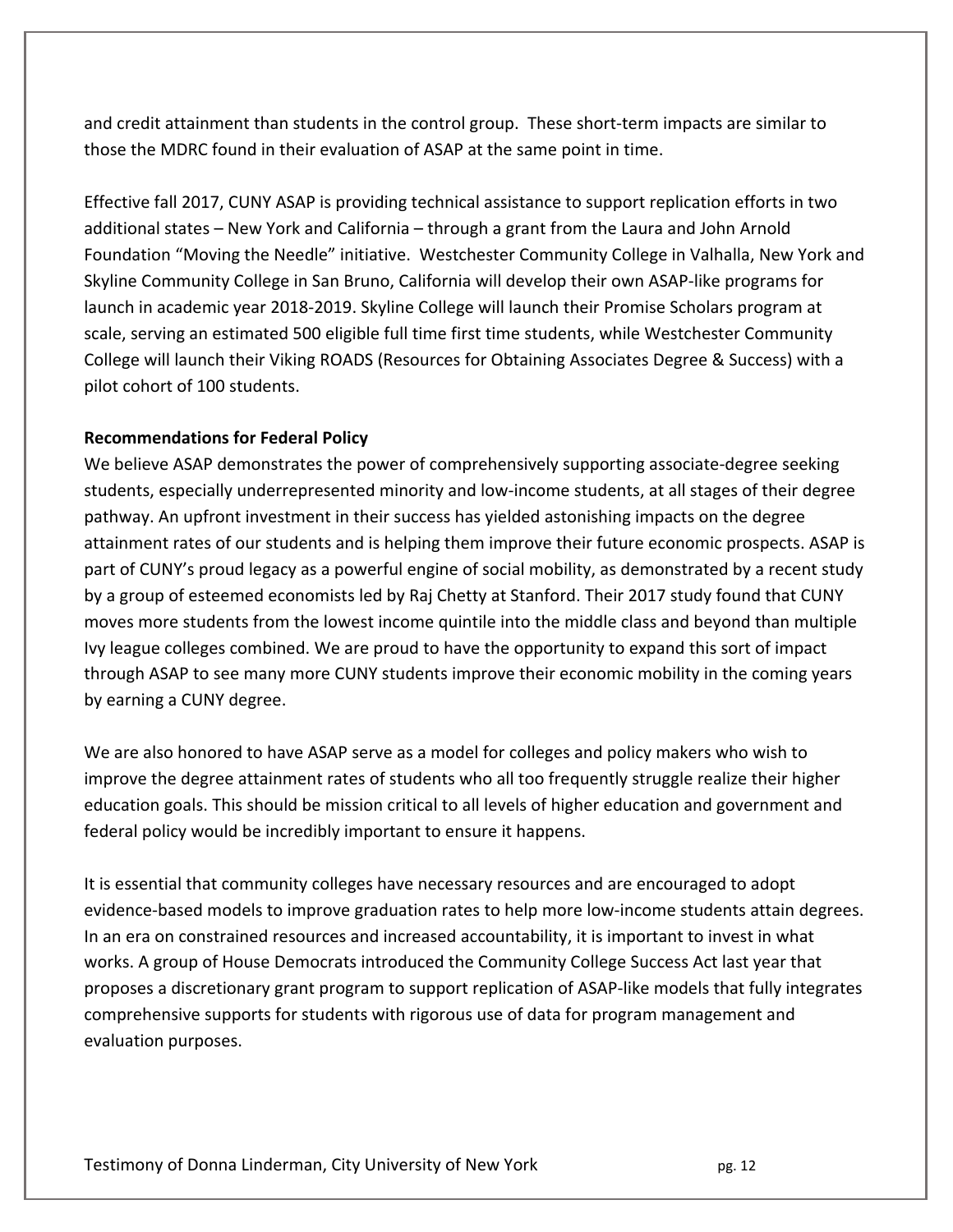and credit attainment than students in the control group.  These short-term impacts are similar to those the MDRC found in their evaluation of ASAP at the same point in time.

Effective fall 2017, CUNY ASAP is providing technical assistance to support replication efforts in two additional states – New York and California – through a grant from the Laura and John Arnold Foundation "Moving the Needle" initiative.  Westchester Community College in Valhalla, New York and Skyline Community College in San Bruno, California will develop their own ASAP-like programs for launch in academic year 2018-2019. Skyline College will launch their Promise Scholars program at scale, serving an estimated 500 eligible full time first time students, while Westchester Community College will launch their Viking ROADS (Resources for Obtaining Associates Degree & Success) with a pilot cohort of 100 students.

**Recommendations for Federal Policy**

We believe ASAP demonstrates the power of comprehensively supporting associate-degree seeking students, especially underrepresented minority and low-income students, at all stages of their degree pathway. An upfront investment in their success has yielded astonishing impacts on the degree attainment rates of our students and is helping them improve their future economic prospects. ASAP is part of CUNY's proud legacy as a powerful engine of social mobility, as demonstrated by a recent study by a group of esteemed economists led by Raj Chetty at Stanford. Their 2017 study found that CUNY moves more students from the lowest income quintile into the middle class and beyond than multiple Ivy league colleges combined. We are proud to have the opportunity to expand this sort of impact through ASAP to see many more CUNY students improve their economic mobility in the coming years by earning a CUNY degree.

We are also honored to have ASAP serve as a model for colleges and policy makers who wish to improve the degree attainment rates of students who all too frequently struggle realize their higher education goals. This should be mission critical to all levels of higher education and government and federal policy would be incredibly important to ensure it happens.

It is essential that community colleges have necessary resources and are encouraged to adopt evidence-based models to improve graduation rates to help more low-income students attain degrees. In an era on constrained resources and increased accountability, it is important to invest in what works. A group of House Democrats introduced the Community College Success Act last year that proposes a discretionary grant program to support replication of ASAP-like models that fully integrates comprehensive supports for students with rigorous use of data for program management and evaluation purposes.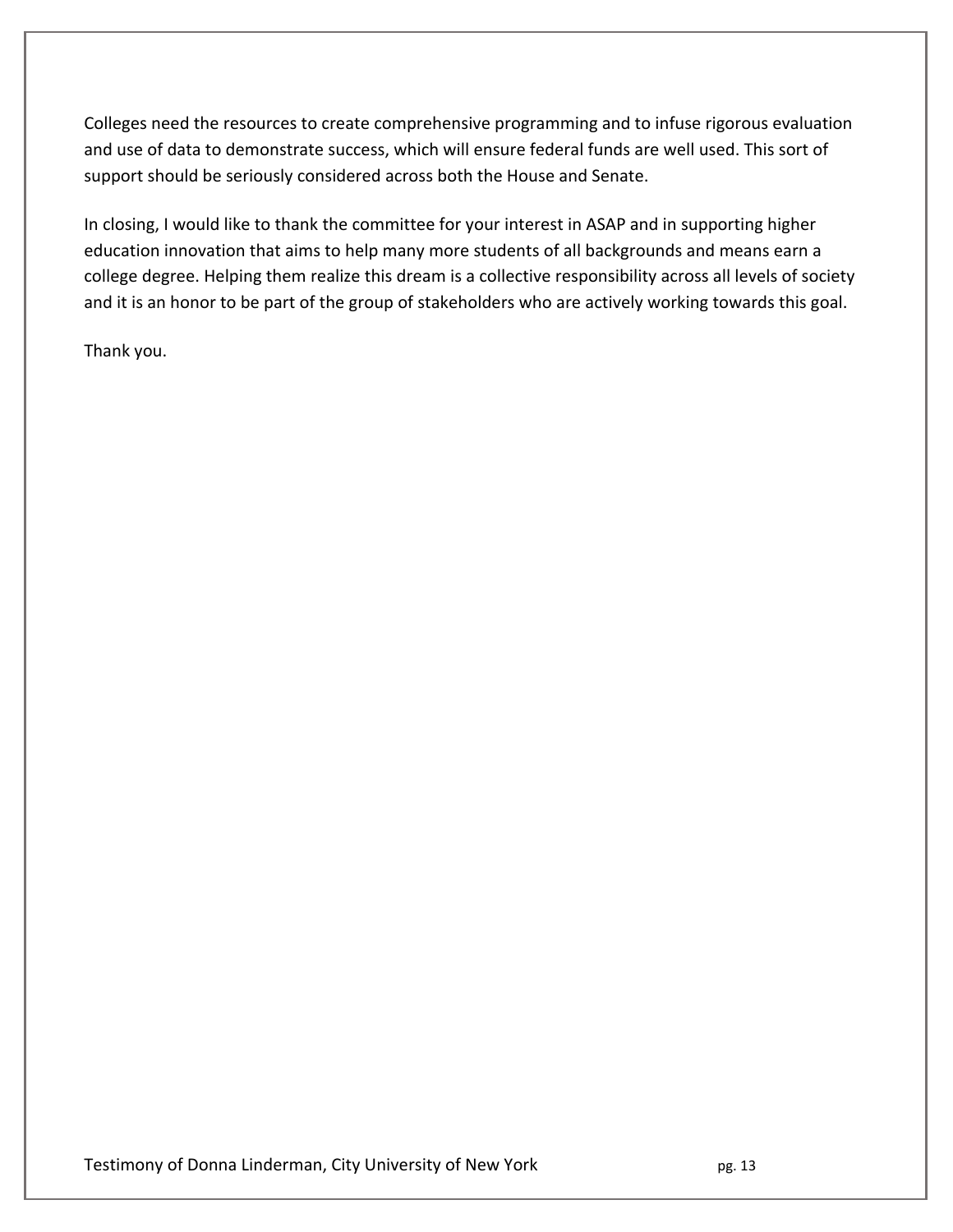Colleges need the resources to create comprehensive programming and to infuse rigorous evaluation and use of data to demonstrate success, which will ensure federal funds are well used. This sort of support should be seriously considered across both the House and Senate.

In closing, I would like to thank the committee for your interest in ASAP and in supporting higher education innovation that aims to help many more students of all backgrounds and means earn a college degree. Helping them realize this dream is a collective responsibility across all levels of society and it is an honor to be part of the group of stakeholders who are actively working towards this goal.

Thank you.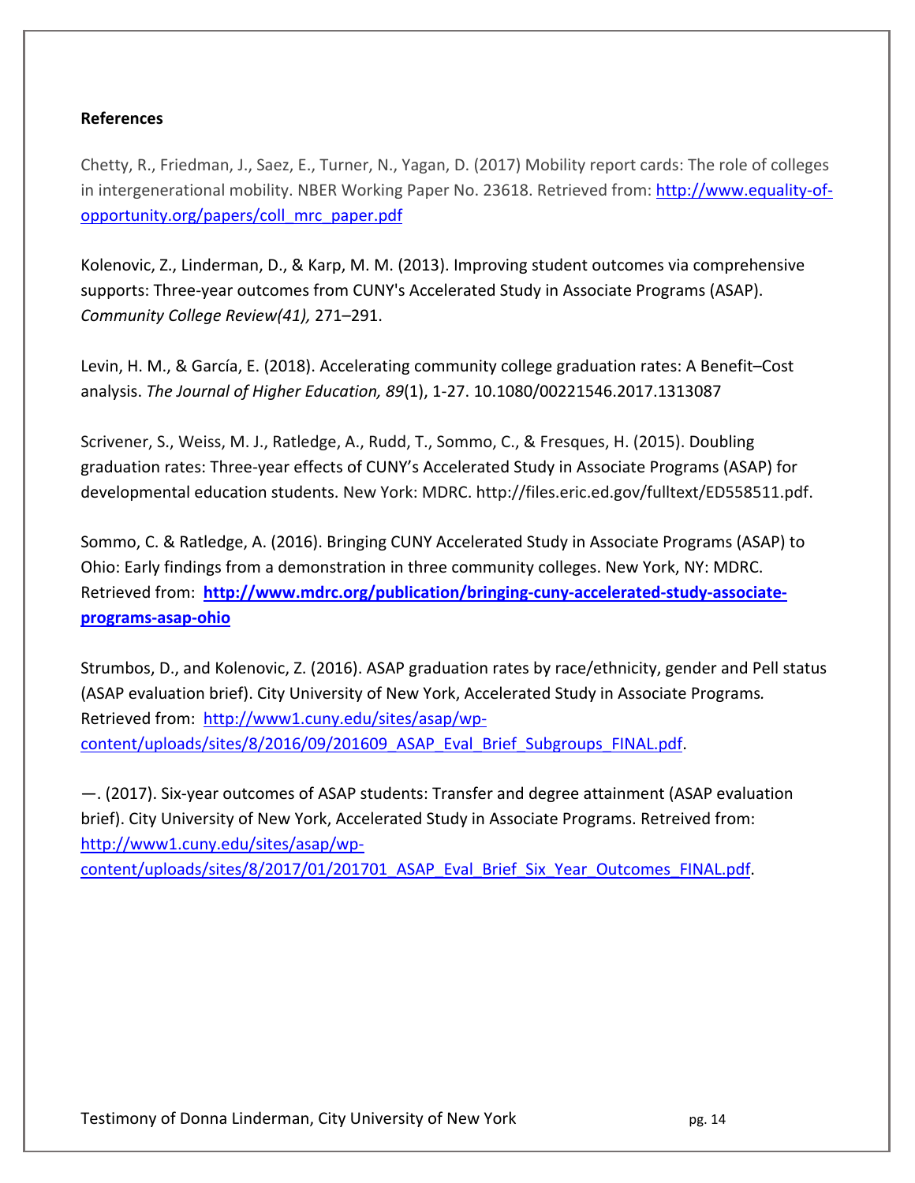**References**

Chetty, R., Friedman, J., Saez, E., Turner, N., Yagan, D. (2017) Mobility report cards: The role of colleges in intergenerational mobility. NBER Working Paper No. 23618. Retrieved from: http://www.equality-of-opportunity.org/papers/coll_mrc_paper.pdf

Kolenovic, Z., Linderman, D., & Karp, M. M. (2013). Improving student outcomes via comprehensive supports: Three-year outcomes from CUNY's Accelerated Study in Associate Programs (ASAP). *Community College Review(41),* 271–291.

Levin, H. M., & García, E. (2018). Accelerating community college graduation rates: A Benefit–Cost analysis. *The Journal of Higher Education, 89*(1), 1-27. 10.1080/00221546.2017.1313087

Scrivener, S., Weiss, M. J., Ratledge, A., Rudd, T., Sommo, C., & Fresques, H. (2015). Doubling graduation rates: Three-year effects of CUNY's Accelerated Study in Associate Programs (ASAP) for developmental education students. New York: MDRC. http://files.eric.ed.gov/fulltext/ED558511.pdf.

Sommo, C. & Ratledge, A. (2016). Bringing CUNY Accelerated Study in Associate Programs (ASAP) to Ohio: Early findings from a demonstration in three community colleges. New York, NY: MDRC. Retrieved from: **http://www.mdrc.org/publication/bringing-cuny-accelerated-study-associate-programs-asap-ohio**

Strumbos, D., and Kolenovic, Z. (2016). ASAP graduation rates by race/ethnicity, gender and Pell status (ASAP evaluation brief). City University of New York, Accelerated Study in Associate Programs. Retrieved from: http://www1.cuny.edu/sites/asap/wp-content/uploads/sites/8/2016/09/201609_ASAP_Eval_Brief_Subgroups_FINAL.pdf.

—. (2017). Six-year outcomes of ASAP students: Transfer and degree attainment (ASAP evaluation brief). City University of New York, Accelerated Study in Associate Programs. Retreived from: http://www1.cuny.edu/sites/asap/wp-content/uploads/sites/8/2017/01/201701_ASAP_Eval_Brief_Six_Year_Outcomes_FINAL.pdf.